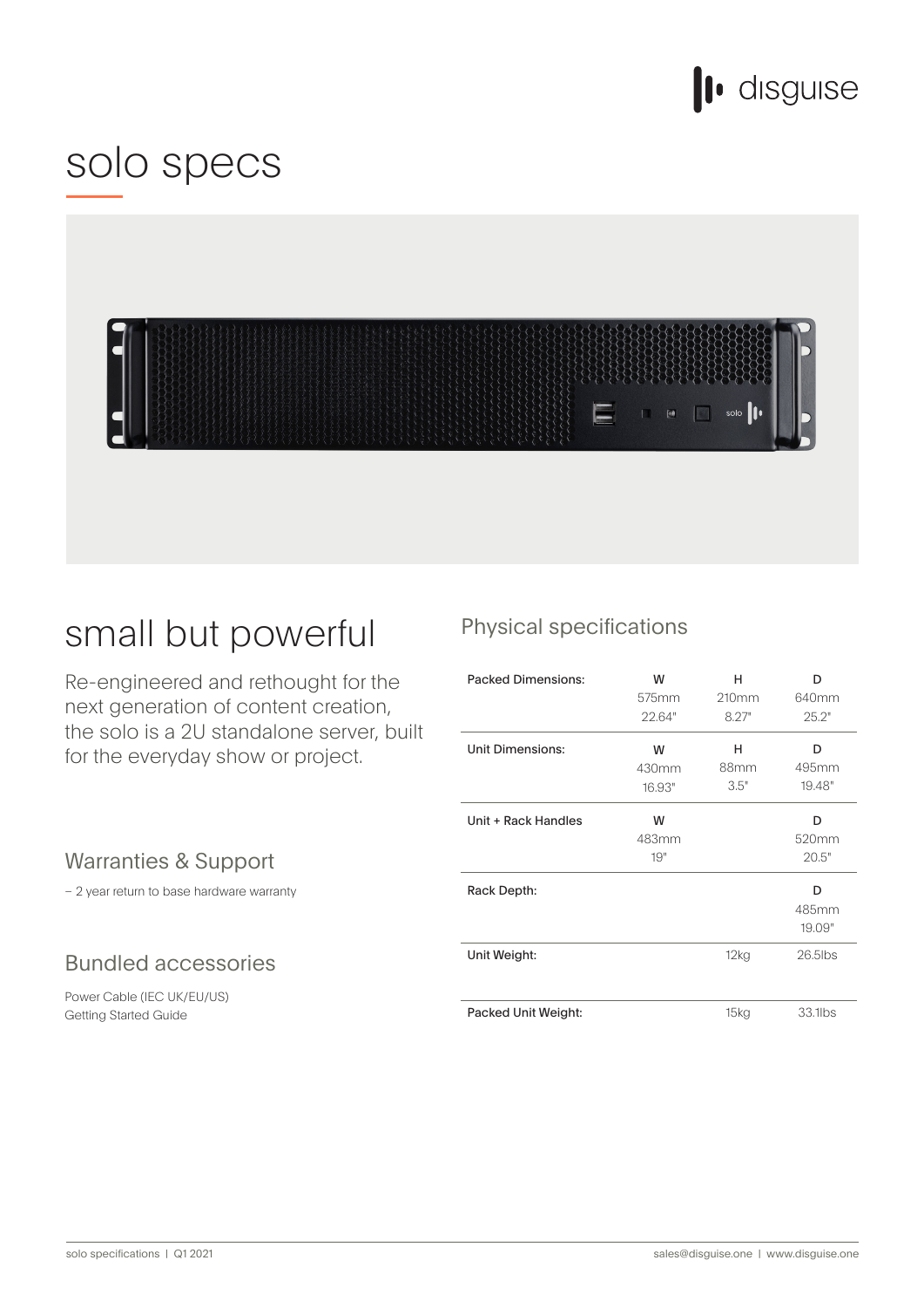# solo specs

## small but powerful

Re-engineered and rethought for the next generation of content creation, the solo is a 2U standalone server, built for the everyday show or project.

### Warranties & Support

– 2 year return to base hardware warranty

### Bundled accessories

Power Cable (IEC UK/EU/US)
Getting Started Guide

### Physical specifications

| | W | H | D |
|---|---|---|---|
| Packed Dimensions: | 575mm<br>22.64" | 210mm<br>8.27" | 640mm<br>25.2" |
| Unit Dimensions: | 430mm<br>16.93" | 88mm<br>3.5" | 495mm<br>19.48" |
| Unit + Rack Handles | 483mm<br>19" | | 520mm<br>20.5" |
| Rack Depth: | | | 485mm<br>19.09" |
| Unit Weight: | | 12kg | 26.5lbs |
| Packed Unit Weight: | | 15kg | 33.1lbs |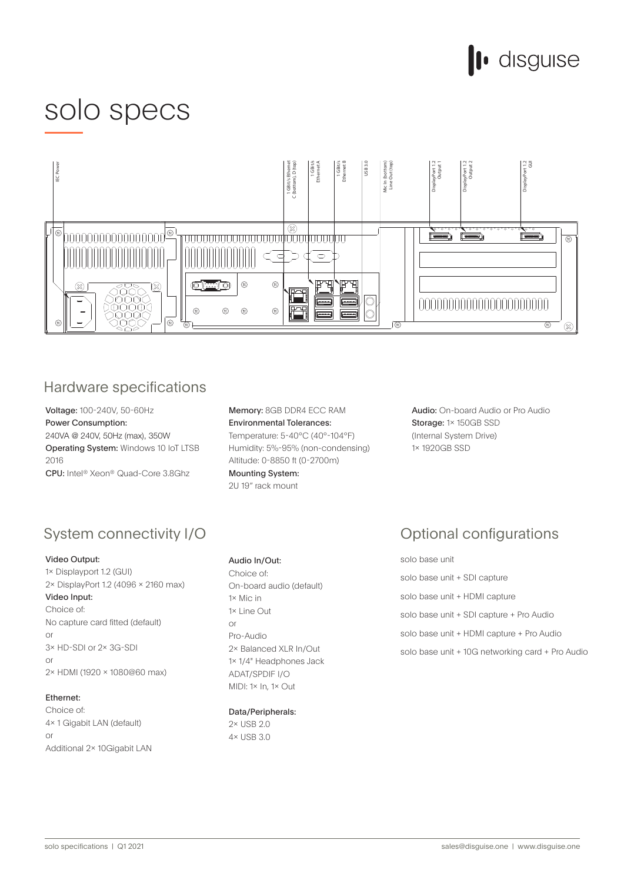# solo specs

IEC Power

1 GBit/s Ethernet C (bottom), D (top)

1 GBit/s Ethernet A

1 GBit/s Ethernet B

USB 3.0

Mic In (bottom) Line Out (top)

DisplayPort 1.2 Output 1

DisplayPort 1.2 Output 2

DisplayPort 1.2 GUI

## Hardware specifications

**Voltage:** 100-240V, 50-60Hz
**Power Consumption:**
240VA @ 240V, 50Hz (max), 350W
**Operating System:** Windows 10 IoT LTSB 2016
**CPU:** Intel® Xeon® Quad-Core 3.8Ghz

**Memory:** 8GB DDR4 ECC RAM
**Environmental Tolerances:**
Temperature: 5-40°C (40°-104°F)
Humidity: 5%-95% (non-condensing)
Altitude: 0-8850 ft (0-2700m)
**Mounting System:**
2U 19" rack mount

**Audio:** On-board Audio or Pro Audio
**Storage:** 1× 150GB SSD
(Internal System Drive)
1× 1920GB SSD

## System connectivity I/O

**Video Output:**
1× Displayport 1.2 (GUI)
2× DisplayPort 1.2 (4096 × 2160 max)
**Video Input:**
Choice of:
No capture card fitted (default)
or
3× HD-SDI or 2× 3G-SDI
or
2× HDMI (1920 × 1080@60 max)

**Ethernet:**
Choice of:
4× 1 Gigabit LAN (default)
or
Additional 2× 10Gigabit LAN

**Audio In/Out:**
Choice of:
On-board audio (default)
1× Mic in
1× Line Out
or
Pro-Audio
2× Balanced XLR In/Out
1× 1/4" Headphones Jack
ADAT/SPDIF I/O
MIDI: 1× In, 1× Out

**Data/Peripherals:**
2× USB 2.0
4× USB 3.0

## Optional configurations

solo base unit

solo base unit + SDI capture

solo base unit + HDMI capture

solo base unit + SDI capture + Pro Audio

solo base unit + HDMI capture + Pro Audio

solo base unit + 10G networking card + Pro Audio